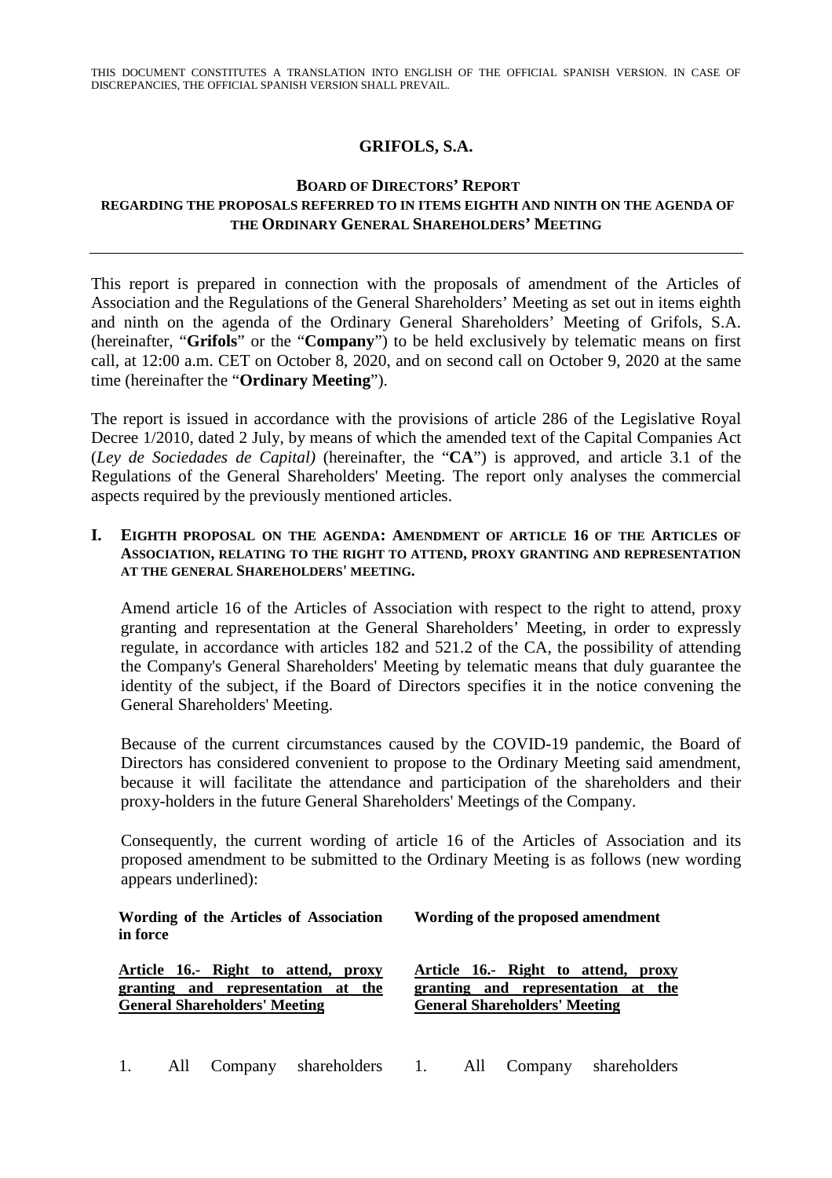THIS DOCUMENT CONSTITUTES A TRANSLATION INTO ENGLISH OF THE OFFICIAL SPANISH VERSION. IN CASE OF DISCREPANCIES, THE OFFICIAL SPANISH VERSION SHALL PREVAIL.

# GRIFOLS, S.A.

## BOARD OF DIRECTORS' REPORT REGARDING THE PROPOSALS REFERRED TO IN ITEMS EIGHTH AND NINTH ON THE AGENDA OF THE ORDINARY GENERAL SHAREHOLDERS' MEETING

---

This report is prepared in connection with the proposals of amendment of the Articles of Association and the Regulations of the General Shareholders' Meeting as set out in items eighth and ninth on the agenda of the Ordinary General Shareholders' Meeting of Grifols, S.A. (hereinafter, "**Grifols**" or the "**Company**") to be held exclusively by telematic means on first call, at 12:00 a.m. CET on October 8, 2020, and on second call on October 9, 2020 at the same time (hereinafter the "**Ordinary Meeting**").

The report is issued in accordance with the provisions of article 286 of the Legislative Royal Decree 1/2010, dated 2 July, by means of which the amended text of the Capital Companies Act (*Ley de Sociedades de Capital)* (hereinafter, the "**CA**") is approved, and article 3.1 of the Regulations of the General Shareholders' Meeting. The report only analyses the commercial aspects required by the previously mentioned articles.

### I. EIGHTH PROPOSAL ON THE AGENDA: AMENDMENT OF ARTICLE 16 OF THE ARTICLES OF ASSOCIATION, RELATING TO THE RIGHT TO ATTEND, PROXY GRANTING AND REPRESENTATION AT THE GENERAL SHAREHOLDERS' MEETING.

Amend article 16 of the Articles of Association with respect to the right to attend, proxy granting and representation at the General Shareholders' Meeting, in order to expressly regulate, in accordance with articles 182 and 521.2 of the CA, the possibility of attending the Company's General Shareholders' Meeting by telematic means that duly guarantee the identity of the subject, if the Board of Directors specifies it in the notice convening the General Shareholders' Meeting.

Because of the current circumstances caused by the COVID-19 pandemic, the Board of Directors has considered convenient to propose to the Ordinary Meeting said amendment, because it will facilitate the attendance and participation of the shareholders and their proxy-holders in the future General Shareholders' Meetings of the Company.

Consequently, the current wording of article 16 of the Articles of Association and its proposed amendment to be submitted to the Ordinary Meeting is as follows (new wording appears underlined):

| Wording of the Articles of Association in force | Wording of the proposed amendment |
|---|---|
| **Article 16.- Right to attend, proxy granting and representation at the General Shareholders' Meeting** | **Article 16.- Right to attend, proxy granting and representation at the General Shareholders' Meeting** |
| 1. All Company shareholders | 1. All Company shareholders |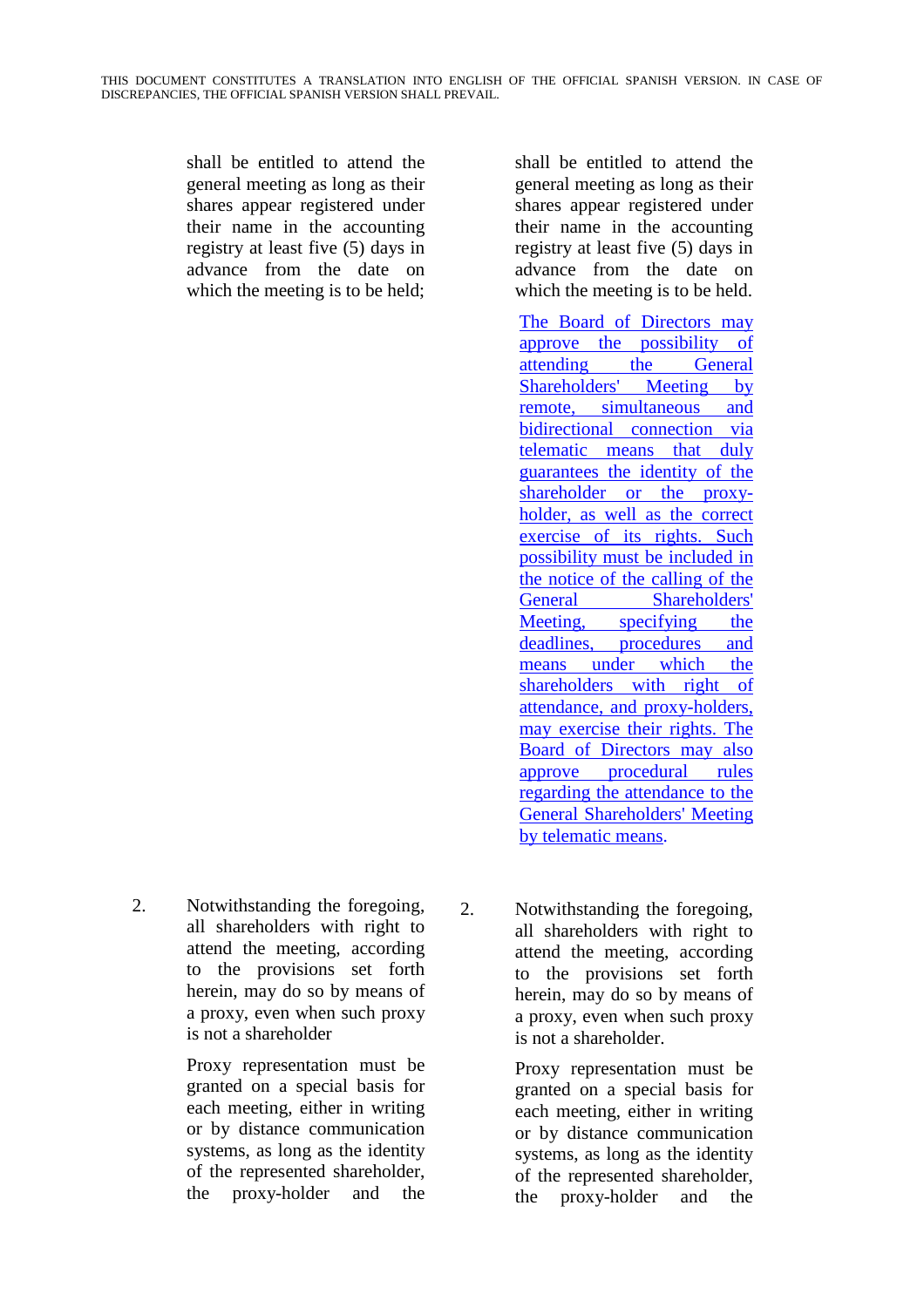THIS DOCUMENT CONSTITUTES A TRANSLATION INTO ENGLISH OF THE OFFICIAL SPANISH VERSION. IN CASE OF DISCREPANCIES, THE OFFICIAL SPANISH VERSION SHALL PREVAIL.

| | |
|---|---|
| shall be entitled to attend the general meeting as long as their shares appear registered under their name in the accounting registry at least five (5) days in advance from the date on which the meeting is to be held; | shall be entitled to attend the general meeting as long as their shares appear registered under their name in the accounting registry at least five (5) days in advance from the date on which the meeting is to be held. |
| | The Board of Directors may approve the possibility of attending the General Shareholders' Meeting by remote, simultaneous and bidirectional connection via telematic means that duly guarantees the identity of the shareholder or the proxy-holder, as well as the correct exercise of its rights. Such possibility must be included in the notice of the calling of the General Shareholders' Meeting, specifying the deadlines, procedures and means under which the shareholders with right of attendance, and proxy-holders, may exercise their rights. The Board of Directors may also approve procedural rules regarding the attendance to the General Shareholders' Meeting by telematic means. |
| 2. Notwithstanding the foregoing, all shareholders with right to attend the meeting, according to the provisions set forth herein, may do so by means of a proxy, even when such proxy is not a shareholder | 2. Notwithstanding the foregoing, all shareholders with right to attend the meeting, according to the provisions set forth herein, may do so by means of a proxy, even when such proxy is not a shareholder. |
| Proxy representation must be granted on a special basis for each meeting, either in writing or by distance communication systems, as long as the identity of the represented shareholder, the proxy-holder and the | Proxy representation must be granted on a special basis for each meeting, either in writing or by distance communication systems, as long as the identity of the represented shareholder, the proxy-holder and the |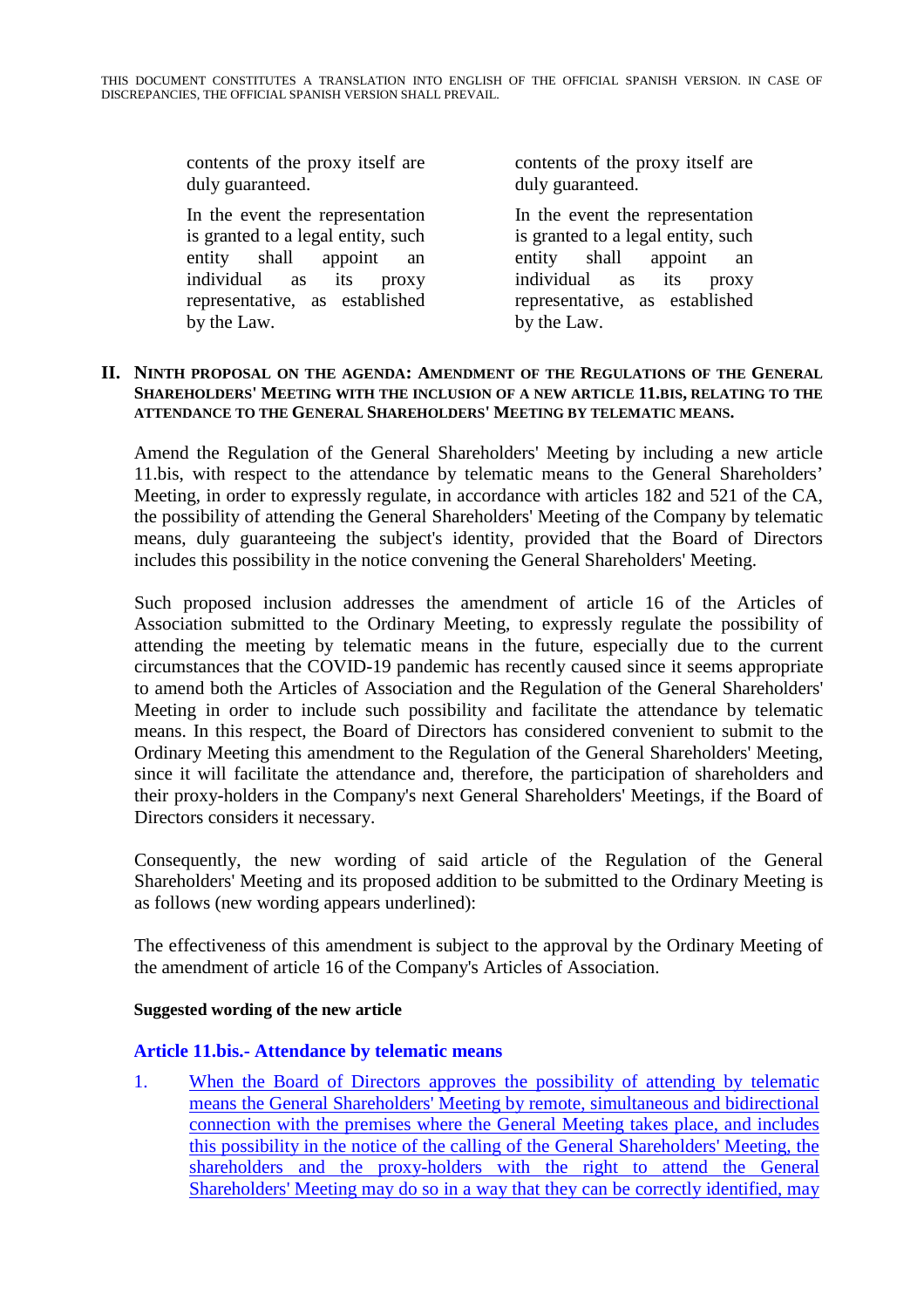| | |
|---|---|
| contents of the proxy itself are duly guaranteed. | contents of the proxy itself are duly guaranteed. |
| In the event the representation is granted to a legal entity, such entity shall appoint an individual as its proxy representative, as established by the Law. | In the event the representation is granted to a legal entity, such entity shall appoint an individual as its proxy representative, as established by the Law. |

## II. NINTH PROPOSAL ON THE AGENDA: AMENDMENT OF THE REGULATIONS OF THE GENERAL SHAREHOLDERS' MEETING WITH THE INCLUSION OF A NEW ARTICLE 11.BIS, RELATING TO THE ATTENDANCE TO THE GENERAL SHAREHOLDERS' MEETING BY TELEMATIC MEANS.

Amend the Regulation of the General Shareholders' Meeting by including a new article 11.bis, with respect to the attendance by telematic means to the General Shareholders' Meeting, in order to expressly regulate, in accordance with articles 182 and 521 of the CA, the possibility of attending the General Shareholders' Meeting of the Company by telematic means, duly guaranteeing the subject's identity, provided that the Board of Directors includes this possibility in the notice convening the General Shareholders' Meeting.

Such proposed inclusion addresses the amendment of article 16 of the Articles of Association submitted to the Ordinary Meeting, to expressly regulate the possibility of attending the meeting by telematic means in the future, especially due to the current circumstances that the COVID-19 pandemic has recently caused since it seems appropriate to amend both the Articles of Association and the Regulation of the General Shareholders' Meeting in order to include such possibility and facilitate the attendance by telematic means. In this respect, the Board of Directors has considered convenient to submit to the Ordinary Meeting this amendment to the Regulation of the General Shareholders' Meeting, since it will facilitate the attendance and, therefore, the participation of shareholders and their proxy-holders in the Company's next General Shareholders' Meetings, if the Board of Directors considers it necessary.

Consequently, the new wording of said article of the Regulation of the General Shareholders' Meeting and its proposed addition to be submitted to the Ordinary Meeting is as follows (new wording appears underlined):

The effectiveness of this amendment is subject to the approval by the Ordinary Meeting of the amendment of article 16 of the Company's Articles of Association.

**Suggested wording of the new article**

### Article 11.bis.- Attendance by telematic means

1. <u>When the Board of Directors approves the possibility of attending by telematic means the General Shareholders' Meeting by remote, simultaneous and bidirectional connection with the premises where the General Meeting takes place, and includes this possibility in the notice of the calling of the General Shareholders' Meeting, the shareholders and the proxy-holders with the right to attend the General Shareholders' Meeting may do so in a way that they can be correctly identified, may</u>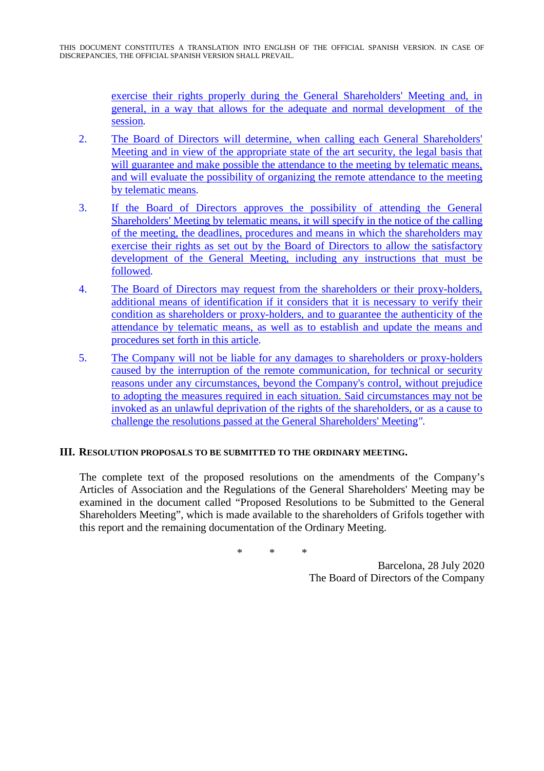exercise their rights properly during the General Shareholders' Meeting and, in general, in a way that allows for the adequate and normal development of the session.

2. The Board of Directors will determine, when calling each General Shareholders' Meeting and in view of the appropriate state of the art security, the legal basis that will guarantee and make possible the attendance to the meeting by telematic means, and will evaluate the possibility of organizing the remote attendance to the meeting by telematic means.

3. If the Board of Directors approves the possibility of attending the General Shareholders' Meeting by telematic means, it will specify in the notice of the calling of the meeting, the deadlines, procedures and means in which the shareholders may exercise their rights as set out by the Board of Directors to allow the satisfactory development of the General Meeting, including any instructions that must be followed.

4. The Board of Directors may request from the shareholders or their proxy-holders, additional means of identification if it considers that it is necessary to verify their condition as shareholders or proxy-holders, and to guarantee the authenticity of the attendance by telematic means, as well as to establish and update the means and procedures set forth in this article.

5. The Company will not be liable for any damages to shareholders or proxy-holders caused by the interruption of the remote communication, for technical or security reasons under any circumstances, beyond the Company's control, without prejudice to adopting the measures required in each situation. Said circumstances may not be invoked as an unlawful deprivation of the rights of the shareholders, or as a cause to challenge the resolutions passed at the General Shareholders' Meeting".

## III. RESOLUTION PROPOSALS TO BE SUBMITTED TO THE ORDINARY MEETING.

The complete text of the proposed resolutions on the amendments of the Company's Articles of Association and the Regulations of the General Shareholders' Meeting may be examined in the document called "Proposed Resolutions to be Submitted to the General Shareholders Meeting", which is made available to the shareholders of Grifols together with this report and the remaining documentation of the Ordinary Meeting.

\* \* \*

Barcelona, 28 July 2020
The Board of Directors of the Company